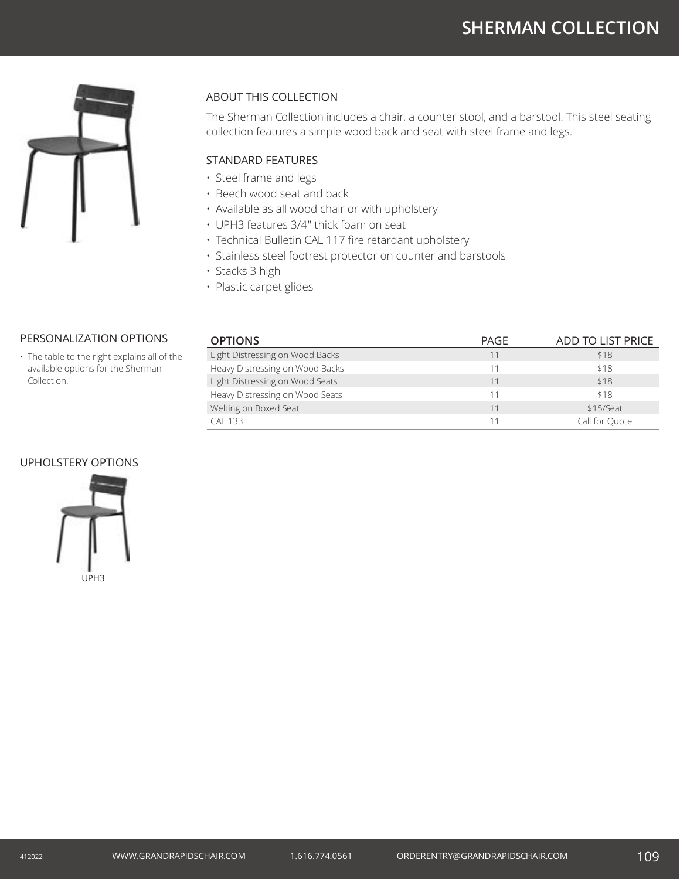# SHERMAN COLLECTION

## ABOUT THIS COLLECTION

The Sherman Collection includes a chair, a counter stool, and a barstool. This steel seating collection features a simple wood back and seat with steel frame and legs.

## STANDARD FEATURES

- Steel frame and legs
- Beech wood seat and back
- Available as all wood chair or with upholstery
- UPH3 features 3/4" thick foam on seat
- Technical Bulletin CAL 117 fire retardant upholstery
- Stainless steel footrest protector on counter and barstools
- Stacks 3 high
- Plastic carpet glides

## PERSONALIZATION OPTIONS

- The table to the right explains all of the available options for the Sherman Collection.

| OPTIONS | PAGE | ADD TO LIST PRICE |
|---|---|---|
| Light Distressing on Wood Backs | 11 | $18 |
| Heavy Distressing on Wood Backs | 11 | $18 |
| Light Distressing on Wood Seats | 11 | $18 |
| Heavy Distressing on Wood Seats | 11 | $18 |
| Welting on Boxed Seat | 11 | $15/Seat |
| CAL 133 | 11 | Call for Quote |

## UPHOLSTERY OPTIONS

UPH3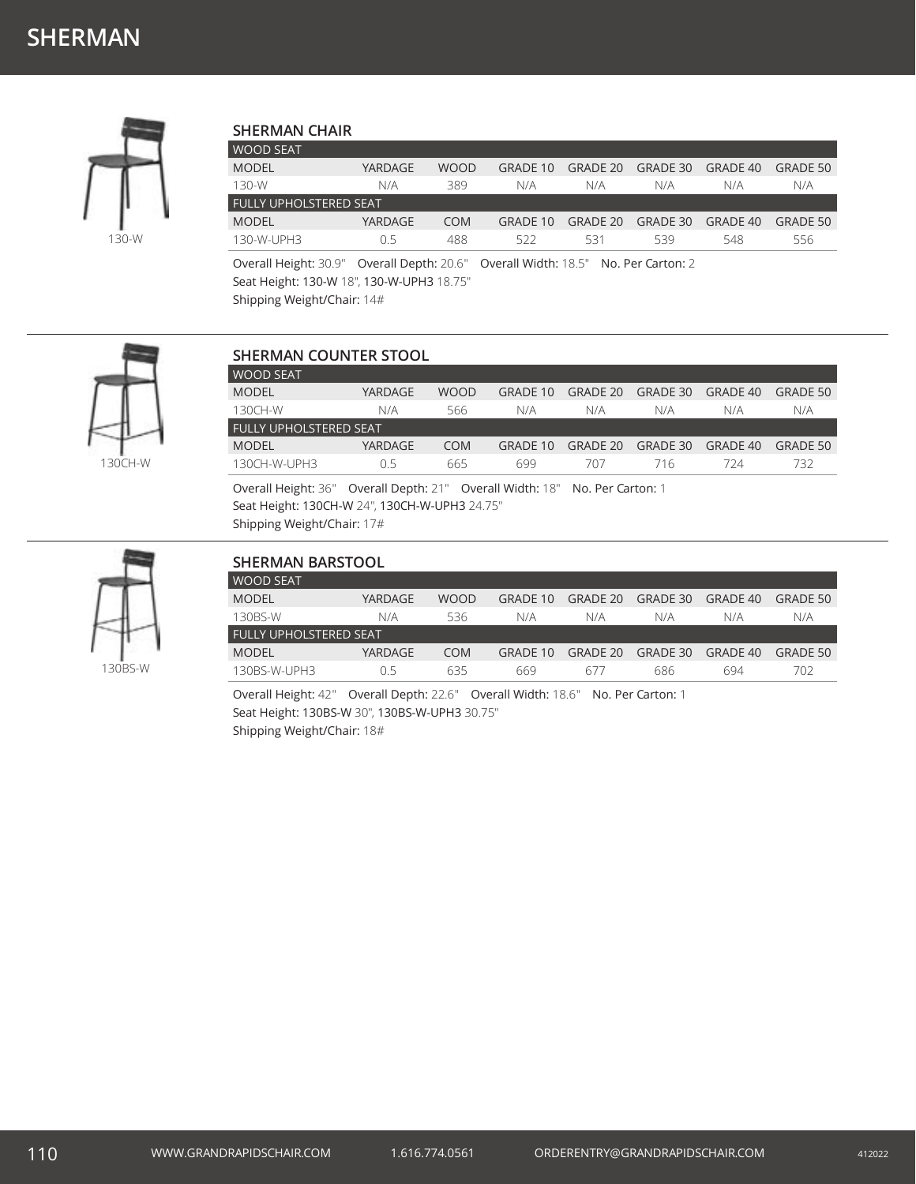# SHERMAN

130-W

## SHERMAN CHAIR

| WOOD SEAT | | | | | | | |
|---|---|---|---|---|---|---|---|
| MODEL | YARDAGE | WOOD | GRADE 10 | GRADE 20 | GRADE 30 | GRADE 40 | GRADE 50 |
| 130-W | N/A | 389 | N/A | N/A | N/A | N/A | N/A |
| **FULLY UPHOLSTERED SEAT** | | | | | | | |
| MODEL | YARDAGE | COM | GRADE 10 | GRADE 20 | GRADE 30 | GRADE 40 | GRADE 50 |
| 130-W-UPH3 | 0.5 | 488 | 522 | 531 | 539 | 548 | 556 |

Overall Height: 30.9" Overall Depth: 20.6" Overall Width: 18.5" No. Per Carton: 2

Seat Height: 130-W 18", 130-W-UPH3 18.75"

Shipping Weight/Chair: 14#

130CH-W

## SHERMAN COUNTER STOOL

| WOOD SEAT | | | | | | | |
|---|---|---|---|---|---|---|---|
| MODEL | YARDAGE | WOOD | GRADE 10 | GRADE 20 | GRADE 30 | GRADE 40 | GRADE 50 |
| 130CH-W | N/A | 566 | N/A | N/A | N/A | N/A | N/A |
| **FULLY UPHOLSTERED SEAT** | | | | | | | |
| MODEL | YARDAGE | COM | GRADE 10 | GRADE 20 | GRADE 30 | GRADE 40 | GRADE 50 |
| 130CH-W-UPH3 | 0.5 | 665 | 699 | 707 | 716 | 724 | 732 |

Overall Height: 36" Overall Depth: 21" Overall Width: 18" No. Per Carton: 1

Seat Height: 130CH-W 24", 130CH-W-UPH3 24.75"

Shipping Weight/Chair: 17#

130BS-W

## SHERMAN BARSTOOL

| WOOD SEAT | | | | | | | |
|---|---|---|---|---|---|---|---|
| MODEL | YARDAGE | WOOD | GRADE 10 | GRADE 20 | GRADE 30 | GRADE 40 | GRADE 50 |
| 130BS-W | N/A | 536 | N/A | N/A | N/A | N/A | N/A |
| **FULLY UPHOLSTERED SEAT** | | | | | | | |
| MODEL | YARDAGE | COM | GRADE 10 | GRADE 20 | GRADE 30 | GRADE 40 | GRADE 50 |
| 130BS-W-UPH3 | 0.5 | 635 | 669 | 677 | 686 | 694 | 702 |

Overall Height: 42" Overall Depth: 22.6" Overall Width: 18.6" No. Per Carton: 1

Seat Height: 130BS-W 30", 130BS-W-UPH3 30.75"

Shipping Weight/Chair: 18#

WWW.GRANDRAPIDSCHAIR.COM 1.616.774.0561 ORDERENTRY@GRANDRAPIDSCHAIR.COM 412022